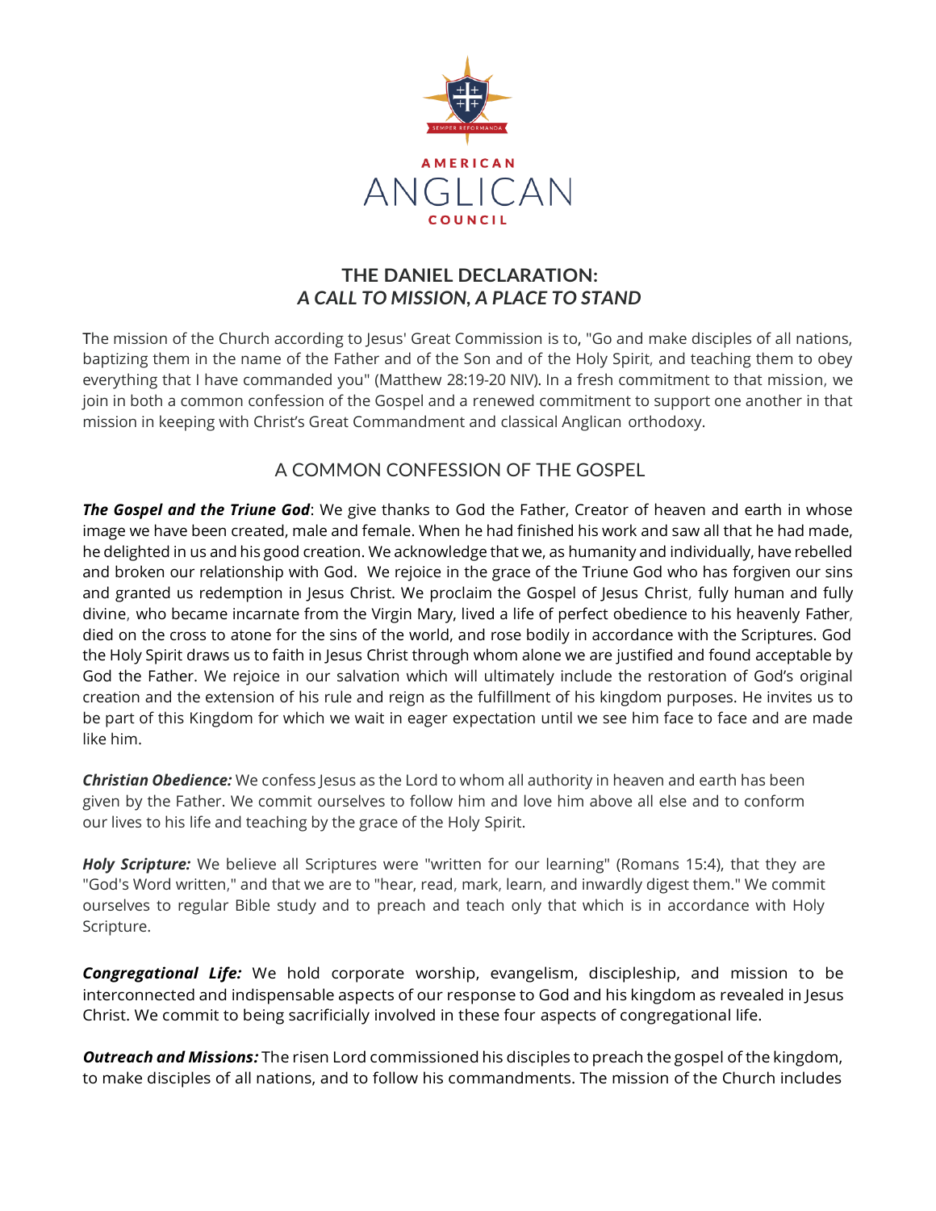AMERICAN ANGLICAN COUNCIL

# THE DANIEL DECLARATION: *A CALL TO MISSION, A PLACE TO STAND*

The mission of the Church according to Jesus' Great Commission is to, "Go and make disciples of all nations, baptizing them in the name of the Father and of the Son and of the Holy Spirit, and teaching them to obey everything that I have commanded you" (Matthew 28:19-20 NIV). In a fresh commitment to that mission, we join in both a common confession of the Gospel and a renewed commitment to support one another in that mission in keeping with Christ's Great Commandment and classical Anglican orthodoxy.

## A COMMON CONFESSION OF THE GOSPEL

***The Gospel and the Triune God***: We give thanks to God the Father, Creator of heaven and earth in whose image we have been created, male and female. When he had finished his work and saw all that he had made, he delighted in us and his good creation. We acknowledge that we, as humanity and individually, have rebelled and broken our relationship with God. We rejoice in the grace of the Triune God who has forgiven our sins and granted us redemption in Jesus Christ. We proclaim the Gospel of Jesus Christ, fully human and fully divine, who became incarnate from the Virgin Mary, lived a life of perfect obedience to his heavenly Father, died on the cross to atone for the sins of the world, and rose bodily in accordance with the Scriptures. God the Holy Spirit draws us to faith in Jesus Christ through whom alone we are justified and found acceptable by God the Father. We rejoice in our salvation which will ultimately include the restoration of God's original creation and the extension of his rule and reign as the fulfillment of his kingdom purposes. He invites us to be part of this Kingdom for which we wait in eager expectation until we see him face to face and are made like him.

***Christian Obedience:*** We confess Jesus as the Lord to whom all authority in heaven and earth has been given by the Father. We commit ourselves to follow him and love him above all else and to conform our lives to his life and teaching by the grace of the Holy Spirit.

***Holy Scripture:*** We believe all Scriptures were "written for our learning" (Romans 15:4), that they are "God's Word written," and that we are to "hear, read, mark, learn, and inwardly digest them." We commit ourselves to regular Bible study and to preach and teach only that which is in accordance with Holy Scripture.

***Congregational Life:*** We hold corporate worship, evangelism, discipleship, and mission to be interconnected and indispensable aspects of our response to God and his kingdom as revealed in Jesus Christ. We commit to being sacrificially involved in these four aspects of congregational life.

***Outreach and Missions:*** The risen Lord commissioned his disciples to preach the gospel of the kingdom, to make disciples of all nations, and to follow his commandments. The mission of the Church includes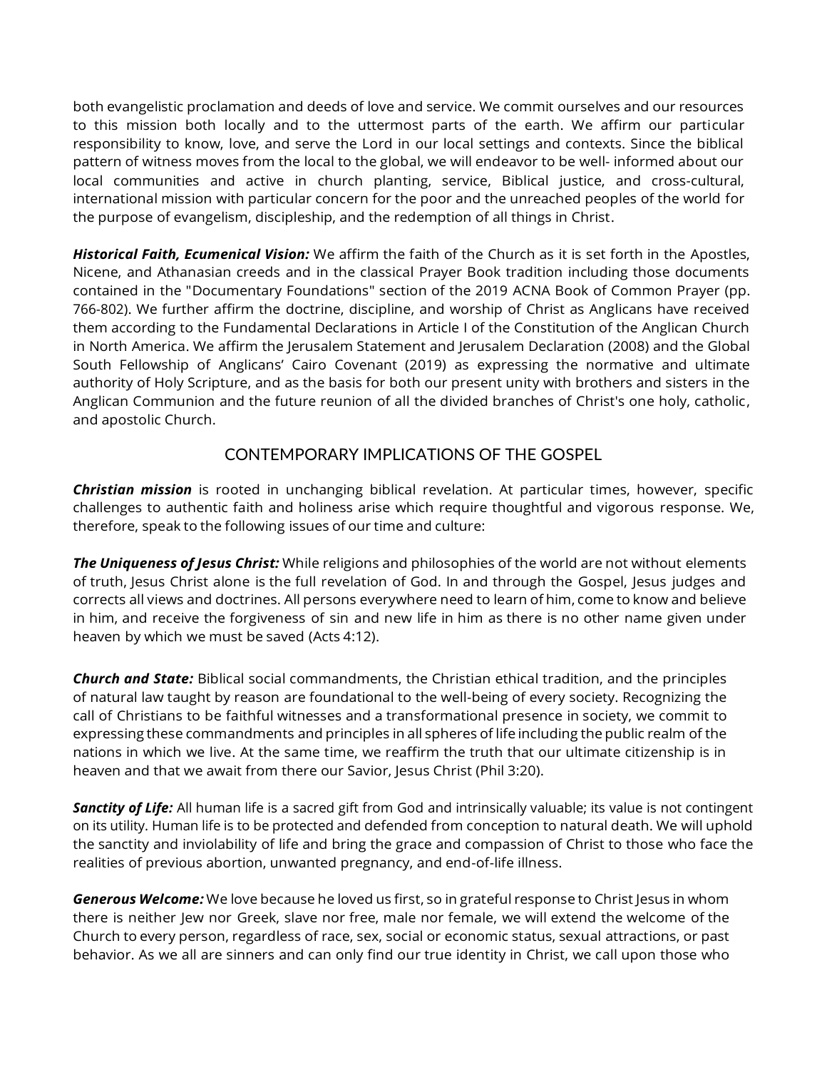both evangelistic proclamation and deeds of love and service. We commit ourselves and our resources to this mission both locally and to the uttermost parts of the earth. We affirm our particular responsibility to know, love, and serve the Lord in our local settings and contexts. Since the biblical pattern of witness moves from the local to the global, we will endeavor to be well- informed about our local communities and active in church planting, service, Biblical justice, and cross-cultural, international mission with particular concern for the poor and the unreached peoples of the world for the purpose of evangelism, discipleship, and the redemption of all things in Christ.

***Historical Faith, Ecumenical Vision:*** We affirm the faith of the Church as it is set forth in the Apostles, Nicene, and Athanasian creeds and in the classical Prayer Book tradition including those documents contained in the "Documentary Foundations" section of the 2019 ACNA Book of Common Prayer (pp. 766-802). We further affirm the doctrine, discipline, and worship of Christ as Anglicans have received them according to the Fundamental Declarations in Article I of the Constitution of the Anglican Church in North America. We affirm the Jerusalem Statement and Jerusalem Declaration (2008) and the Global South Fellowship of Anglicans' Cairo Covenant (2019) as expressing the normative and ultimate authority of Holy Scripture, and as the basis for both our present unity with brothers and sisters in the Anglican Communion and the future reunion of all the divided branches of Christ's one holy, catholic, and apostolic Church.

## CONTEMPORARY IMPLICATIONS OF THE GOSPEL

***Christian mission*** is rooted in unchanging biblical revelation. At particular times, however, specific challenges to authentic faith and holiness arise which require thoughtful and vigorous response. We, therefore, speak to the following issues of our time and culture:

***The Uniqueness of Jesus Christ:*** While religions and philosophies of the world are not without elements of truth, Jesus Christ alone is the full revelation of God. In and through the Gospel, Jesus judges and corrects all views and doctrines. All persons everywhere need to learn of him, come to know and believe in him, and receive the forgiveness of sin and new life in him as there is no other name given under heaven by which we must be saved (Acts 4:12).

***Church and State:*** Biblical social commandments, the Christian ethical tradition, and the principles of natural law taught by reason are foundational to the well-being of every society. Recognizing the call of Christians to be faithful witnesses and a transformational presence in society, we commit to expressing these commandments and principles in all spheres of life including the public realm of the nations in which we live. At the same time, we reaffirm the truth that our ultimate citizenship is in heaven and that we await from there our Savior, Jesus Christ (Phil 3:20).

***Sanctity of Life:*** All human life is a sacred gift from God and intrinsically valuable; its value is not contingent on its utility. Human life is to be protected and defended from conception to natural death. We will uphold the sanctity and inviolability of life and bring the grace and compassion of Christ to those who face the realities of previous abortion, unwanted pregnancy, and end-of-life illness.

***Generous Welcome:*** We love because he loved us first, so in grateful response to Christ Jesus in whom there is neither Jew nor Greek, slave nor free, male nor female, we will extend the welcome of the Church to every person, regardless of race, sex, social or economic status, sexual attractions, or past behavior. As we all are sinners and can only find our true identity in Christ, we call upon those who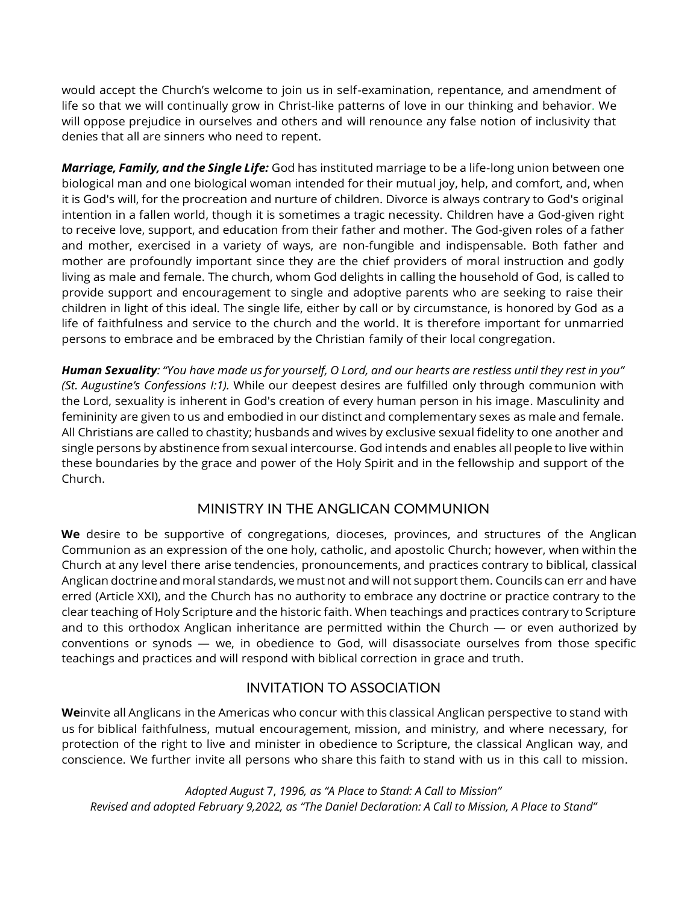would accept the Church's welcome to join us in self-examination, repentance, and amendment of life so that we will continually grow in Christ-like patterns of love in our thinking and behavior. We will oppose prejudice in ourselves and others and will renounce any false notion of inclusivity that denies that all are sinners who need to repent.

***Marriage, Family, and the Single Life:*** God has instituted marriage to be a life-long union between one biological man and one biological woman intended for their mutual joy, help, and comfort, and, when it is God's will, for the procreation and nurture of children. Divorce is always contrary to God's original intention in a fallen world, though it is sometimes a tragic necessity. Children have a God-given right to receive love, support, and education from their father and mother. The God-given roles of a father and mother, exercised in a variety of ways, are non-fungible and indispensable. Both father and mother are profoundly important since they are the chief providers of moral instruction and godly living as male and female. The church, whom God delights in calling the household of God, is called to provide support and encouragement to single and adoptive parents who are seeking to raise their children in light of this ideal. The single life, either by call or by circumstance, is honored by God as a life of faithfulness and service to the church and the world. It is therefore important for unmarried persons to embrace and be embraced by the Christian family of their local congregation.

***Human Sexuality**: "You have made us for yourself, O Lord, and our hearts are restless until they rest in you" (St. Augustine's Confessions I:1).* While our deepest desires are fulfilled only through communion with the Lord, sexuality is inherent in God's creation of every human person in his image. Masculinity and femininity are given to us and embodied in our distinct and complementary sexes as male and female. All Christians are called to chastity; husbands and wives by exclusive sexual fidelity to one another and single persons by abstinence from sexual intercourse. God intends and enables all people to live within these boundaries by the grace and power of the Holy Spirit and in the fellowship and support of the Church.

## MINISTRY IN THE ANGLICAN COMMUNION

**We** desire to be supportive of congregations, dioceses, provinces, and structures of the Anglican Communion as an expression of the one holy, catholic, and apostolic Church; however, when within the Church at any level there arise tendencies, pronouncements, and practices contrary to biblical, classical Anglican doctrine and moral standards, we must not and will not support them. Councils can err and have erred (Article XXI), and the Church has no authority to embrace any doctrine or practice contrary to the clear teaching of Holy Scripture and the historic faith. When teachings and practices contrary to Scripture and to this orthodox Anglican inheritance are permitted within the Church — or even authorized by conventions or synods — we, in obedience to God, will disassociate ourselves from those specific teachings and practices and will respond with biblical correction in grace and truth.

## INVITATION TO ASSOCIATION

**We**invite all Anglicans in the Americas who concur with this classical Anglican perspective to stand with us for biblical faithfulness, mutual encouragement, mission, and ministry, and where necessary, for protection of the right to live and minister in obedience to Scripture, the classical Anglican way, and conscience. We further invite all persons who share this faith to stand with us in this call to mission.

*Adopted August 7, 1996, as "A Place to Stand: A Call to Mission"*
*Revised and adopted February 9,2022, as "The Daniel Declaration: A Call to Mission, A Place to Stand"*